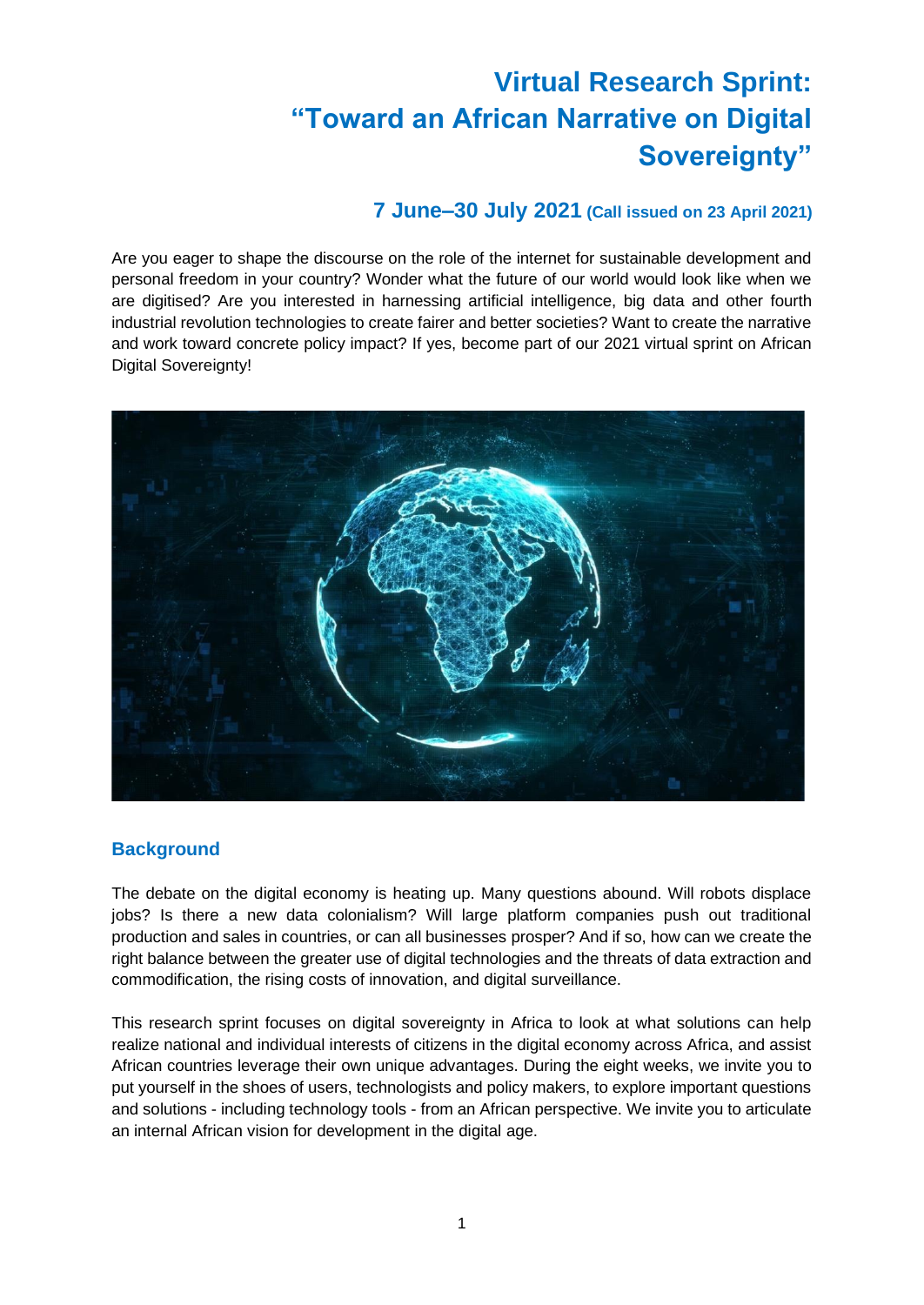# Virtual Research Sprint: "Toward an African Narrative on Digital Sovereignty"

## 7 June–30 July 2021 (Call issued on 23 April 2021)

Are you eager to shape the discourse on the role of the internet for sustainable development and personal freedom in your country? Wonder what the future of our world would look like when we are digitised? Are you interested in harnessing artificial intelligence, big data and other fourth industrial revolution technologies to create fairer and better societies? Want to create the narrative and work toward concrete policy impact? If yes, become part of our 2021 virtual sprint on African Digital Sovereignty!

## Background

The debate on the digital economy is heating up. Many questions abound. Will robots displace jobs? Is there a new data colonialism? Will large platform companies push out traditional production and sales in countries, or can all businesses prosper? And if so, how can we create the right balance between the greater use of digital technologies and the threats of data extraction and commodification, the rising costs of innovation, and digital surveillance.

This research sprint focuses on digital sovereignty in Africa to look at what solutions can help realize national and individual interests of citizens in the digital economy across Africa, and assist African countries leverage their own unique advantages. During the eight weeks, we invite you to put yourself in the shoes of users, technologists and policy makers, to explore important questions and solutions - including technology tools - from an African perspective. We invite you to articulate an internal African vision for development in the digital age.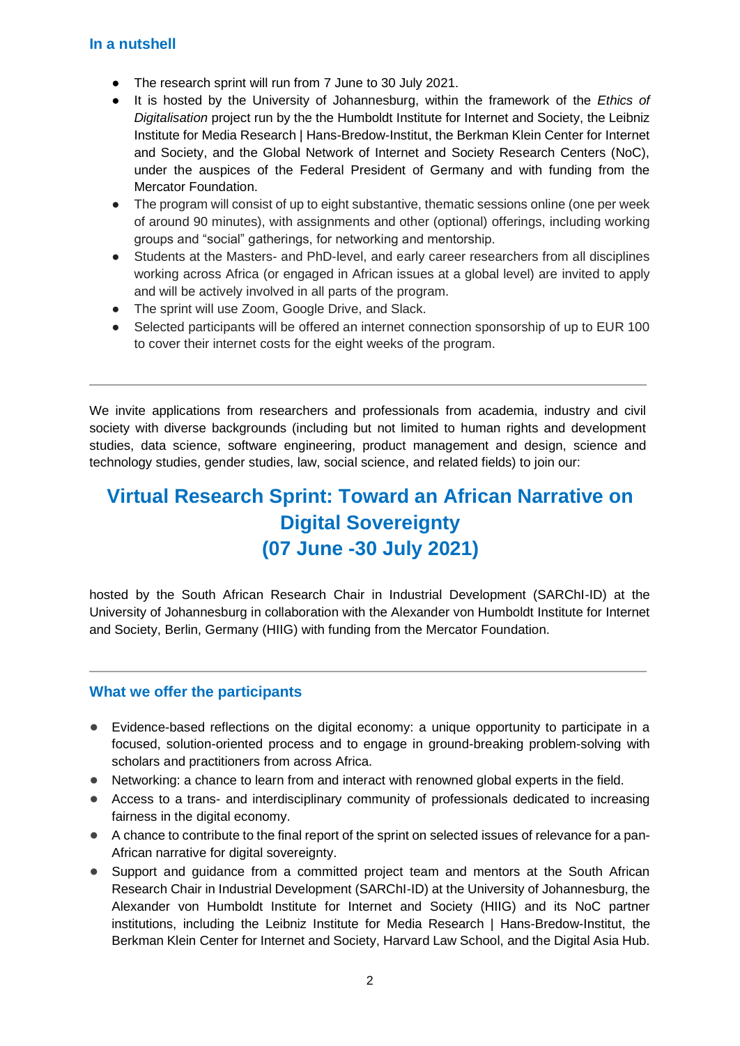### In a nutshell

- The research sprint will run from 7 June to 30 July 2021.
- It is hosted by the University of Johannesburg, within the framework of the *Ethics of Digitalisation* project run by the the Humboldt Institute for Internet and Society, the Leibniz Institute for Media Research | Hans-Bredow-Institut, the Berkman Klein Center for Internet and Society, and the Global Network of Internet and Society Research Centers (NoC), under the auspices of the Federal President of Germany and with funding from the Mercator Foundation.
- The program will consist of up to eight substantive, thematic sessions online (one per week of around 90 minutes), with assignments and other (optional) offerings, including working groups and "social" gatherings, for networking and mentorship.
- Students at the Masters- and PhD-level, and early career researchers from all disciplines working across Africa (or engaged in African issues at a global level) are invited to apply and will be actively involved in all parts of the program.
- The sprint will use Zoom, Google Drive, and Slack.
- Selected participants will be offered an internet connection sponsorship of up to EUR 100 to cover their internet costs for the eight weeks of the program.

---

We invite applications from researchers and professionals from academia, industry and civil society with diverse backgrounds (including but not limited to human rights and development studies, data science, software engineering, product management and design, science and technology studies, gender studies, law, social science, and related fields) to join our:

## Virtual Research Sprint: Toward an African Narrative on Digital Sovereignty (07 June -30 July 2021)

hosted by the South African Research Chair in Industrial Development (SARChI-ID) at the University of Johannesburg in collaboration with the Alexander von Humboldt Institute for Internet and Society, Berlin, Germany (HIIG) with funding from the Mercator Foundation.

---

### What we offer the participants

- Evidence-based reflections on the digital economy: a unique opportunity to participate in a focused, solution-oriented process and to engage in ground-breaking problem-solving with scholars and practitioners from across Africa.
- Networking: a chance to learn from and interact with renowned global experts in the field.
- Access to a trans- and interdisciplinary community of professionals dedicated to increasing fairness in the digital economy.
- A chance to contribute to the final report of the sprint on selected issues of relevance for a pan-African narrative for digital sovereignty.
- Support and guidance from a committed project team and mentors at the South African Research Chair in Industrial Development (SARChI-ID) at the University of Johannesburg, the Alexander von Humboldt Institute for Internet and Society (HIIG) and its NoC partner institutions, including the Leibniz Institute for Media Research | Hans-Bredow-Institut, the Berkman Klein Center for Internet and Society, Harvard Law School, and the Digital Asia Hub.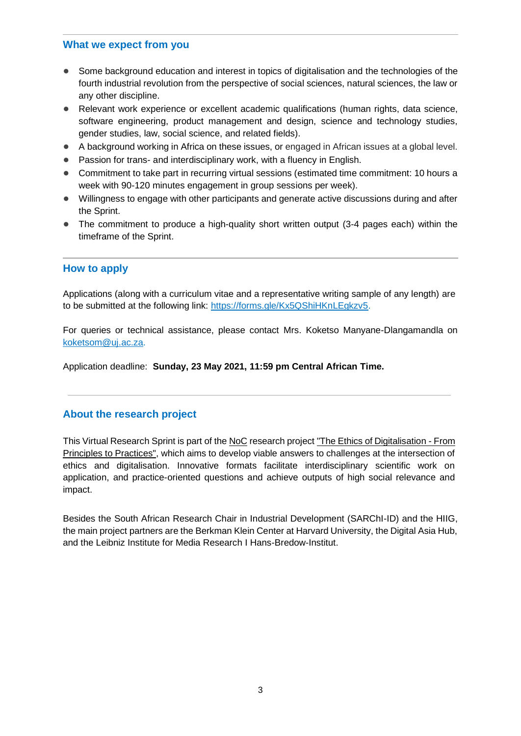## What we expect from you

- Some background education and interest in topics of digitalisation and the technologies of the fourth industrial revolution from the perspective of social sciences, natural sciences, the law or any other discipline.
- Relevant work experience or excellent academic qualifications (human rights, data science, software engineering, product management and design, science and technology studies, gender studies, law, social science, and related fields).
- A background working in Africa on these issues, or engaged in African issues at a global level.
- Passion for trans- and interdisciplinary work, with a fluency in English.
- Commitment to take part in recurring virtual sessions (estimated time commitment: 10 hours a week with 90-120 minutes engagement in group sessions per week).
- Willingness to engage with other participants and generate active discussions during and after the Sprint.
- The commitment to produce a high-quality short written output (3-4 pages each) within the timeframe of the Sprint.

## How to apply

Applications (along with a curriculum vitae and a representative writing sample of any length) are to be submitted at the following link: https://forms.gle/Kx5QShiHKnLEgkzv5.

For queries or technical assistance, please contact Mrs. Koketso Manyane-Dlangamandla on koketsom@uj.ac.za.

Application deadline: **Sunday, 23 May 2021, 11:59 pm Central African Time.**

## About the research project

This Virtual Research Sprint is part of the NoC research project "The Ethics of Digitalisation - From Principles to Practices", which aims to develop viable answers to challenges at the intersection of ethics and digitalisation. Innovative formats facilitate interdisciplinary scientific work on application, and practice-oriented questions and achieve outputs of high social relevance and impact.

Besides the South African Research Chair in Industrial Development (SARChI-ID) and the HIIG, the main project partners are the Berkman Klein Center at Harvard University, the Digital Asia Hub, and the Leibniz Institute for Media Research I Hans-Bredow-Institut.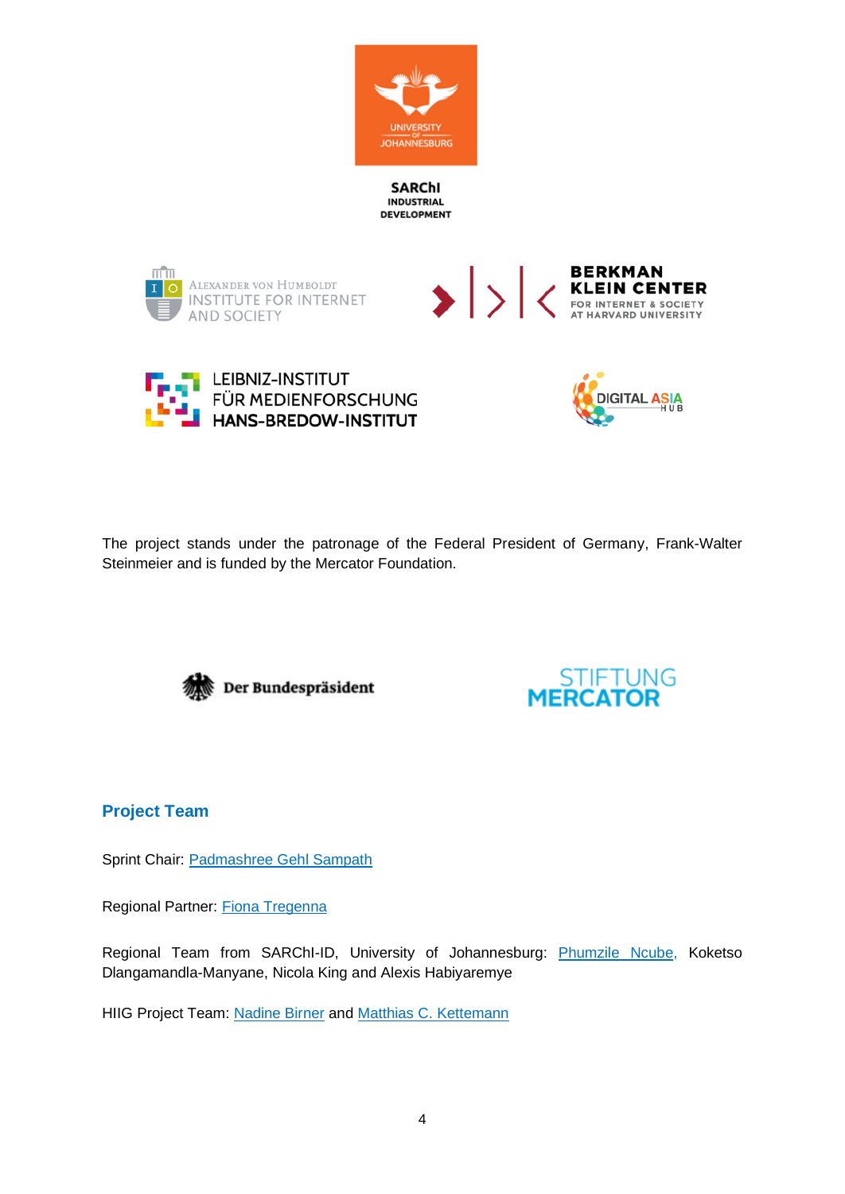The project stands under the patronage of the Federal President of Germany, Frank-Walter Steinmeier and is funded by the Mercator Foundation.

## Project Team

Sprint Chair: Padmashree Gehl Sampath

Regional Partner: Fiona Tregenna

Regional Team from SARChI-ID, University of Johannesburg: Phumzile Ncube, Koketso Dlangamandla-Manyane, Nicola King and Alexis Habiyaremye

HIIG Project Team: Nadine Birner and Matthias C. Kettemann